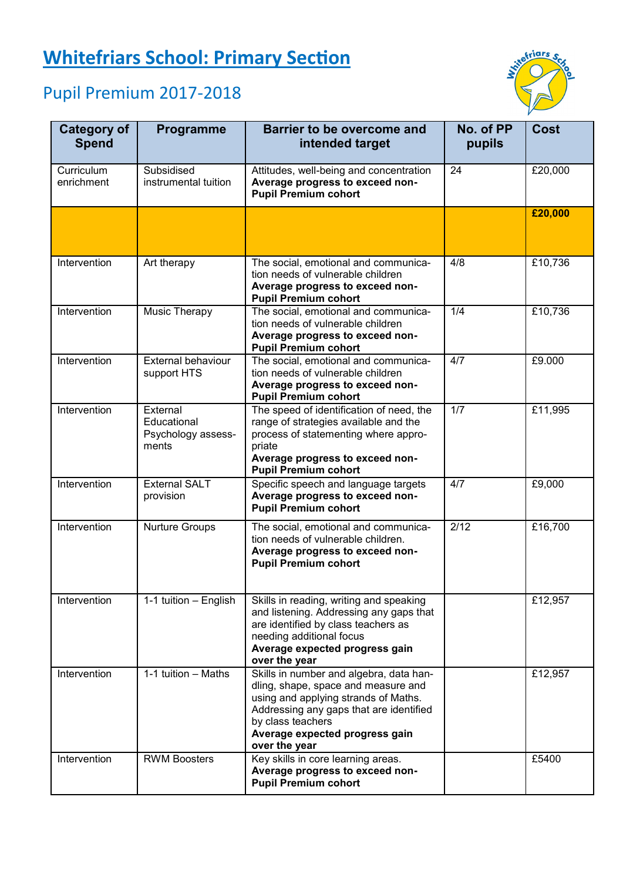# Whitefriars School: Primary Section

## Pupil Premium 2017-2018

| Category of Spend | Programme | Barrier to be overcome and intended target | No. of PP pupils | Cost |
|---|---|---|---|---|
| Curriculum enrichment | Subsidised instrumental tuition | Attitudes, well-being and concentration **Average progress to exceed non-Pupil Premium cohort** | 24 | £20,000 |
| | | | | **£20,000** |
| Intervention | Art therapy | The social, emotional and communication needs of vulnerable children **Average progress to exceed non-Pupil Premium cohort** | 4/8 | £10,736 |
| Intervention | Music Therapy | The social, emotional and communication needs of vulnerable children **Average progress to exceed non-Pupil Premium cohort** | 1/4 | £10,736 |
| Intervention | External behaviour support HTS | The social, emotional and communication needs of vulnerable children **Average progress to exceed non-Pupil Premium cohort** | 4/7 | £9.000 |
| Intervention | External Educational Psychology assessments | The speed of identification of need, the range of strategies available and the process of statementing where appropriate **Average progress to exceed non-Pupil Premium cohort** | 1/7 | £11,995 |
| Intervention | External SALT provision | Specific speech and language targets **Average progress to exceed non-Pupil Premium cohort** | 4/7 | £9,000 |
| Intervention | Nurture Groups | The social, emotional and communication needs of vulnerable children. **Average progress to exceed non-Pupil Premium cohort** | 2/12 | £16,700 |
| Intervention | 1-1 tuition – English | Skills in reading, writing and speaking and listening. Addressing any gaps that are identified by class teachers as needing additional focus **Average expected progress gain over the year** | | £12,957 |
| Intervention | 1-1 tuition – Maths | Skills in number and algebra, data handling, shape, space and measure and using and applying strands of Maths. Addressing any gaps that are identified by class teachers **Average expected progress gain over the year** | | £12,957 |
| Intervention | RWM Boosters | Key skills in core learning areas. **Average progress to exceed non-Pupil Premium cohort** | | £5400 |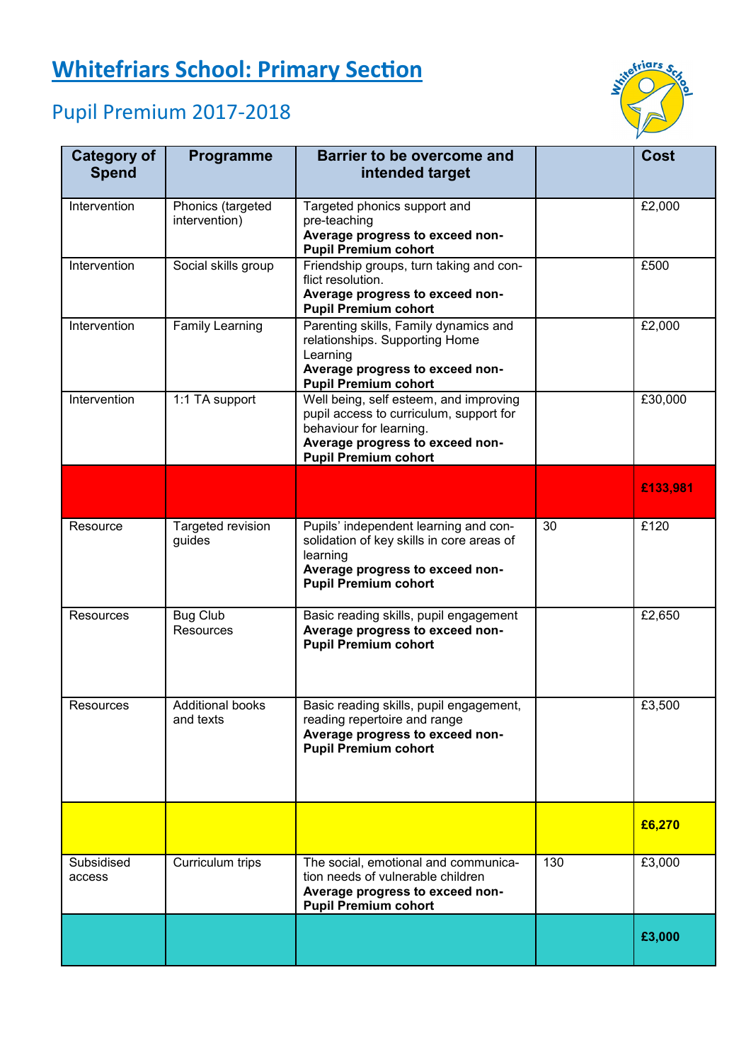# Whitefriars School: Primary Section

## Pupil Premium 2017-2018

| Category of Spend | Programme | Barrier to be overcome and intended target | | Cost |
|---|---|---|---|---|
| Intervention | Phonics (targeted intervention) | Targeted phonics support and pre-teaching **Average progress to exceed non-Pupil Premium cohort** | | £2,000 |
| Intervention | Social skills group | Friendship groups, turn taking and conflict resolution. **Average progress to exceed non-Pupil Premium cohort** | | £500 |
| Intervention | Family Learning | Parenting skills, Family dynamics and relationships. Supporting Home Learning **Average progress to exceed non-Pupil Premium cohort** | | £2,000 |
| Intervention | 1:1 TA support | Well being, self esteem, and improving pupil access to curriculum, support for behaviour for learning. **Average progress to exceed non-Pupil Premium cohort** | | £30,000 |
| | | | | **£133,981** |
| Resource | Targeted revision guides | Pupils' independent learning and consolidation of key skills in core areas of learning **Average progress to exceed non-Pupil Premium cohort** | 30 | £120 |
| Resources | Bug Club Resources | Basic reading skills, pupil engagement **Average progress to exceed non-Pupil Premium cohort** | | £2,650 |
| Resources | Additional books and texts | Basic reading skills, pupil engagement, reading repertoire and range **Average progress to exceed non-Pupil Premium cohort** | | £3,500 |
| | | | | **£6,270** |
| Subsidised access | Curriculum trips | The social, emotional and communication needs of vulnerable children **Average progress to exceed non-Pupil Premium cohort** | 130 | £3,000 |
| | | | | **£3,000** |